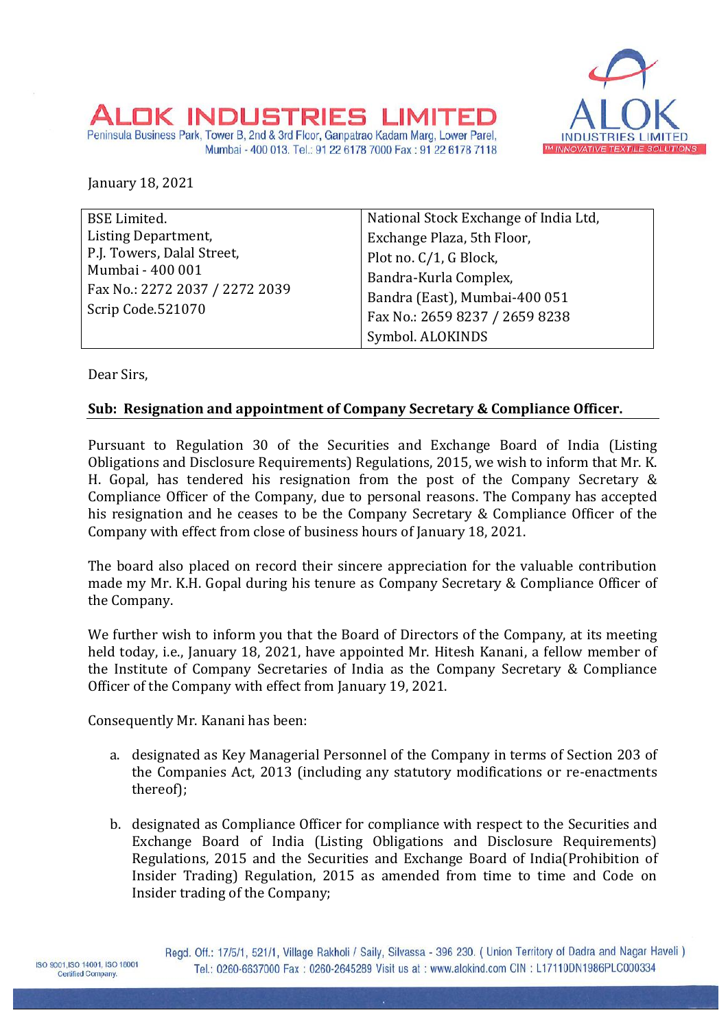# ALOK INDUSTRIES LIMITED

Peninsula Business Park, Tower B, 2nd & 3rd Floor, Ganpatrao Kadam Marg, Lower Parel, Mumbai - 400 013. Tel.: 91 22 6178 7000 Fax : 91 22 6178 7118

January 18, 2021

| BSE Limited.<br>Listing Department,<br>P.J. Towers, Dalal Street,<br>Mumbai - 400 001<br>Fax No.: 2272 2037 / 2272 2039<br>Scrip Code.521070 | National Stock Exchange of India Ltd,<br>Exchange Plaza, 5th Floor,<br>Plot no. C/1, G Block,<br>Bandra-Kurla Complex,<br>Bandra (East), Mumbai-400 051<br>Fax No.: 2659 8237 / 2659 8238<br>Symbol. ALOKINDS |
|---|---|

Dear Sirs,

**Sub: Resignation and appointment of Company Secretary & Compliance Officer.**

Pursuant to Regulation 30 of the Securities and Exchange Board of India (Listing Obligations and Disclosure Requirements) Regulations, 2015, we wish to inform that Mr. K. H. Gopal, has tendered his resignation from the post of the Company Secretary & Compliance Officer of the Company, due to personal reasons. The Company has accepted his resignation and he ceases to be the Company Secretary & Compliance Officer of the Company with effect from close of business hours of January 18, 2021.

The board also placed on record their sincere appreciation for the valuable contribution made my Mr. K.H. Gopal during his tenure as Company Secretary & Compliance Officer of the Company.

We further wish to inform you that the Board of Directors of the Company, at its meeting held today, i.e., January 18, 2021, have appointed Mr. Hitesh Kanani, a fellow member of the Institute of Company Secretaries of India as the Company Secretary & Compliance Officer of the Company with effect from January 19, 2021.

Consequently Mr. Kanani has been:

a. designated as Key Managerial Personnel of the Company in terms of Section 203 of the Companies Act, 2013 (including any statutory modifications or re-enactments thereof);

b. designated as Compliance Officer for compliance with respect to the Securities and Exchange Board of India (Listing Obligations and Disclosure Requirements) Regulations, 2015 and the Securities and Exchange Board of India(Prohibition of Insider Trading) Regulation, 2015 as amended from time to time and Code on Insider trading of the Company;

Regd. Off.: 17/5/1, 521/1, Village Rakholi / Saily, Silvassa - 396 230. ( Union Territory of Dadra and Nagar Haveli ) Tel.: 0260-6637000 Fax : 0260-2645289 Visit us at : www.alokind.com CIN : L17110DN1986PLC000334

ISO 9001, ISO 14001, ISO 18001 Certified Company.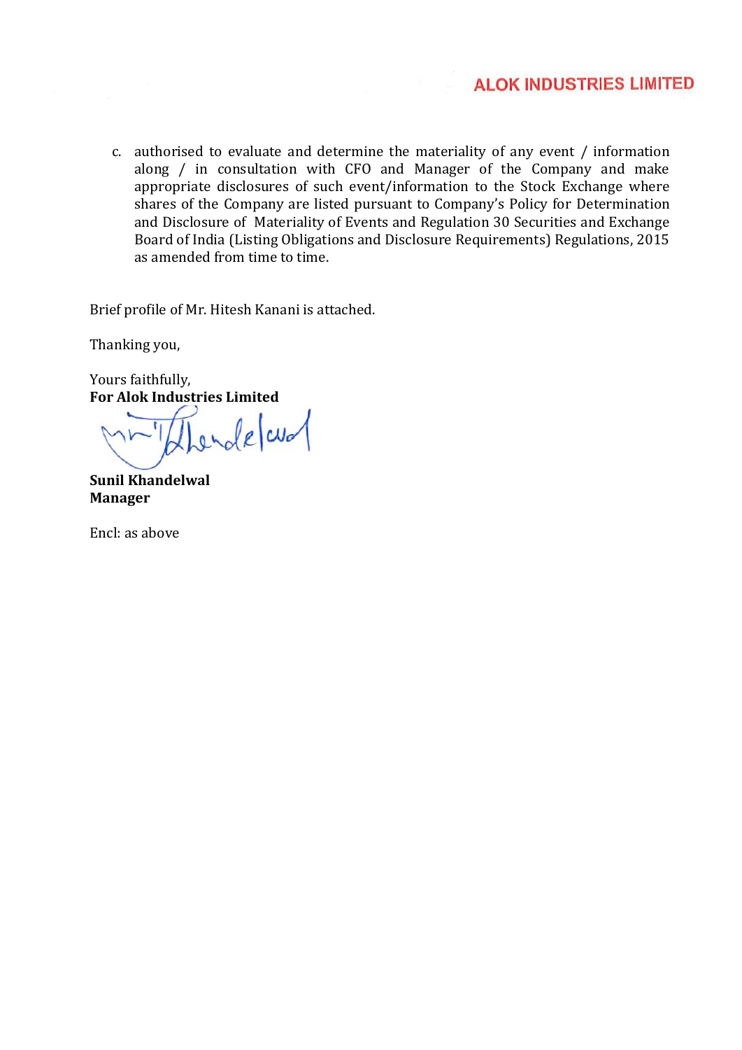c. authorised to evaluate and determine the materiality of any event / information along / in consultation with CFO and Manager of the Company and make appropriate disclosures of such event/information to the Stock Exchange where shares of the Company are listed pursuant to Company's Policy for Determination and Disclosure of Materiality of Events and Regulation 30 Securities and Exchange Board of India (Listing Obligations and Disclosure Requirements) Regulations, 2015 as amended from time to time.

Brief profile of Mr. Hitesh Kanani is attached.

Thanking you,

Yours faithfully,
**For Alok Industries Limited**

**Sunil Khandelwal**
**Manager**

Encl: as above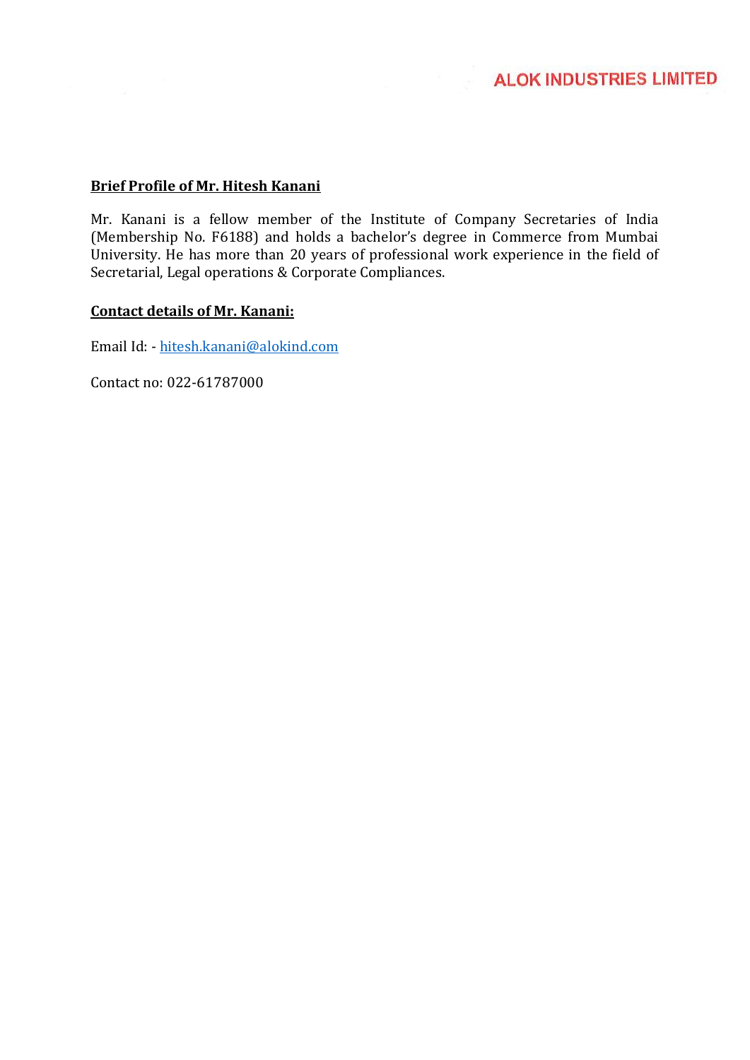ALOK INDUSTRIES LIMITED

**Brief Profile of Mr. Hitesh Kanani**

Mr. Kanani is a fellow member of the Institute of Company Secretaries of India (Membership No. F6188) and holds a bachelor's degree in Commerce from Mumbai University. He has more than 20 years of professional work experience in the field of Secretarial, Legal operations & Corporate Compliances.

**Contact details of Mr. Kanani:**

Email Id: - hitesh.kanani@alokind.com

Contact no: 022-61787000